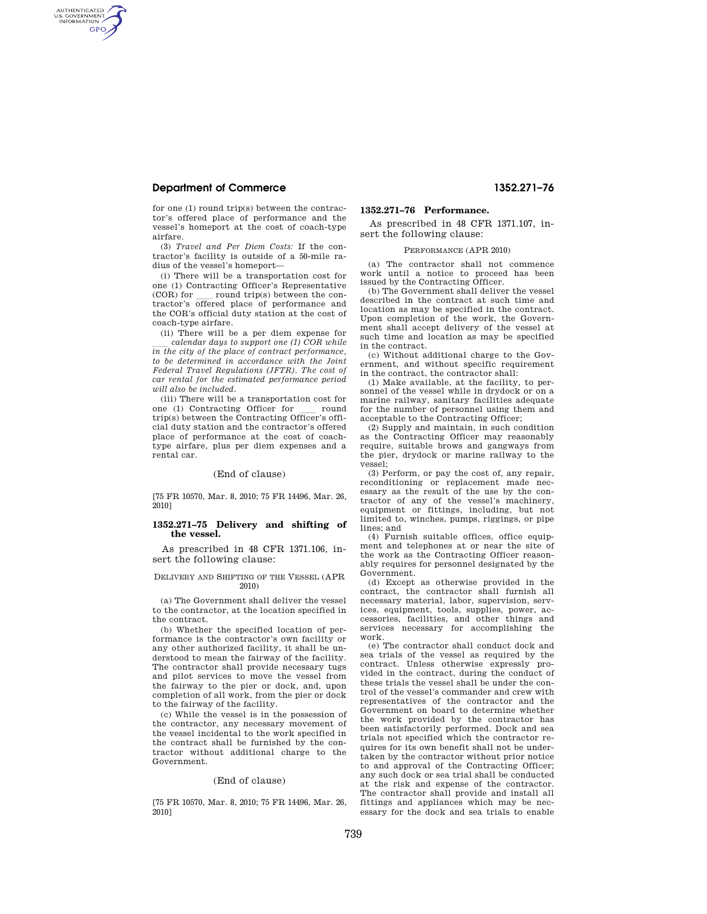for one (1) round trip(s) between the contractor's offered place of performance and the vessel's homeport at the cost of coach-type airfare.

(3) *Travel and Per Diem Costs:* If the contractor's facility is outside of a 50-mile radius of the vessel's homeport—

(i) There will be a transportation cost for one (1) Contracting Officer's Representative (COR) for ____ round trip(s) between the contractor's offered place of performance and the COR's official duty station at the cost of coach-type airfare.

(ii) There will be a per diem expense for ____ *calendar days to support one (1) COR while in the city of the place of contract performance, to be determined in accordance with the Joint Federal Travel Regulations (JFTR). The cost of car rental for the estimated performance period will also be included.*

(iii) There will be a transportation cost for one (1) Contracting Officer for ____ round trip(s) between the Contracting Officer's official duty station and the contractor's offered place of performance at the cost of coach-type airfare, plus per diem expenses and a rental car.

(End of clause)

[75 FR 10570, Mar. 8, 2010; 75 FR 14496, Mar. 26, 2010]

## 1352.271–75 Delivery and shifting of the vessel.

As prescribed in 48 CFR 1371.106, insert the following clause:

DELIVERY AND SHIFTING OF THE VESSEL (APR 2010)

(a) The Government shall deliver the vessel to the contractor, at the location specified in the contract.

(b) Whether the specified location of performance is the contractor's own facility or any other authorized facility, it shall be understood to mean the fairway of the facility. The contractor shall provide necessary tugs and pilot services to move the vessel from the fairway to the pier or dock, and, upon completion of all work, from the pier or dock to the fairway of the facility.

(c) While the vessel is in the possession of the contractor, any necessary movement of the vessel incidental to the work specified in the contract shall be furnished by the contractor without additional charge to the Government.

(End of clause)

[75 FR 10570, Mar. 8, 2010; 75 FR 14496, Mar. 26, 2010]

## 1352.271–76 Performance.

As prescribed in 48 CFR 1371.107, insert the following clause:

PERFORMANCE (APR 2010)

(a) The contractor shall not commence work until a notice to proceed has been issued by the Contracting Officer.

(b) The Government shall deliver the vessel described in the contract at such time and location as may be specified in the contract. Upon completion of the work, the Government shall accept delivery of the vessel at such time and location as may be specified in the contract.

(c) Without additional charge to the Government, and without specific requirement in the contract, the contractor shall:

(1) Make available, at the facility, to personnel of the vessel while in drydock or on a marine railway, sanitary facilities adequate for the number of personnel using them and acceptable to the Contracting Officer;

(2) Supply and maintain, in such condition as the Contracting Officer may reasonably require, suitable brows and gangways from the pier, drydock or marine railway to the vessel;

(3) Perform, or pay the cost of, any repair, reconditioning or replacement made necessary as the result of the use by the contractor of any of the vessel's machinery, equipment or fittings, including, but not limited to, winches, pumps, riggings, or pipe lines; and

(4) Furnish suitable offices, office equipment and telephones at or near the site of the work as the Contracting Officer reasonably requires for personnel designated by the Government.

(d) Except as otherwise provided in the contract, the contractor shall furnish all necessary material, labor, supervision, services, equipment, tools, supplies, power, accessories, facilities, and other things and services necessary for accomplishing the work.

(e) The contractor shall conduct dock and sea trials of the vessel as required by the contract. Unless otherwise expressly provided in the contract, during the conduct of these trials the vessel shall be under the control of the vessel's commander and crew with representatives of the contractor and the Government on board to determine whether the work provided by the contractor has been satisfactorily performed. Dock and sea trials not specified which the contractor requires for its own benefit shall not be undertaken by the contractor without prior notice to and approval of the Contracting Officer; any such dock or sea trial shall be conducted at the risk and expense of the contractor. The contractor shall provide and install all fittings and appliances which may be necessary for the dock and sea trials to enable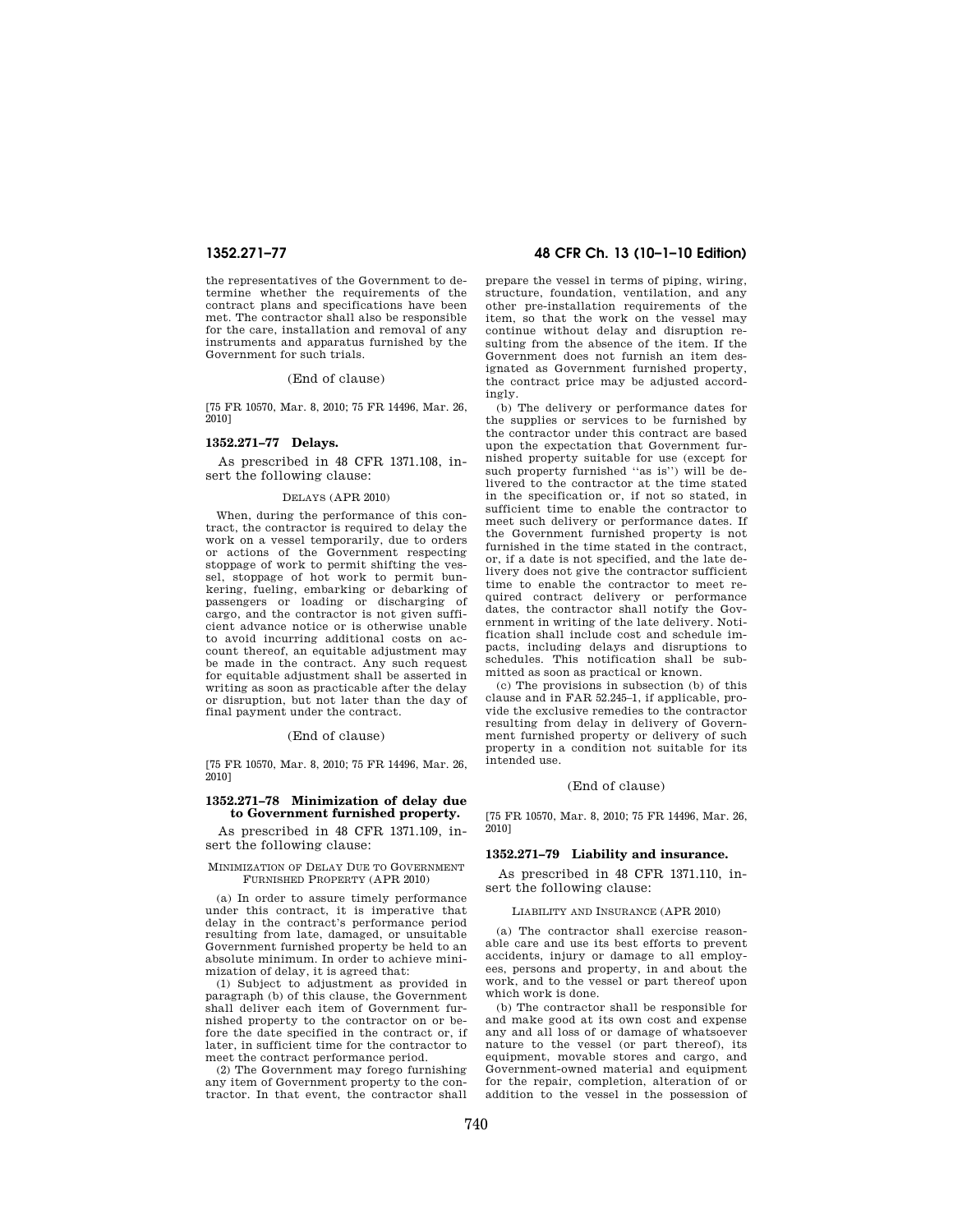the representatives of the Government to determine whether the requirements of the contract plans and specifications have been met. The contractor shall also be responsible for the care, installation and removal of any instruments and apparatus furnished by the Government for such trials.

(End of clause)

[75 FR 10570, Mar. 8, 2010; 75 FR 14496, Mar. 26, 2010]

### 1352.271–77 Delays.

As prescribed in 48 CFR 1371.108, insert the following clause:

DELAYS (APR 2010)

When, during the performance of this contract, the contractor is required to delay the work on a vessel temporarily, due to orders or actions of the Government respecting stoppage of work to permit shifting the vessel, stoppage of hot work to permit bunkering, fueling, embarking or debarking of passengers or loading or discharging of cargo, and the contractor is not given sufficient advance notice or is otherwise unable to avoid incurring additional costs on account thereof, an equitable adjustment may be made in the contract. Any such request for equitable adjustment shall be asserted in writing as soon as practicable after the delay or disruption, but not later than the day of final payment under the contract.

(End of clause)

[75 FR 10570, Mar. 8, 2010; 75 FR 14496, Mar. 26, 2010]

### 1352.271–78 Minimization of delay due to Government furnished property.

As prescribed in 48 CFR 1371.109, insert the following clause:

MINIMIZATION OF DELAY DUE TO GOVERNMENT FURNISHED PROPERTY (APR 2010)

(a) In order to assure timely performance under this contract, it is imperative that delay in the contract's performance period resulting from late, damaged, or unsuitable Government furnished property be held to an absolute minimum. In order to achieve minimization of delay, it is agreed that:

(1) Subject to adjustment as provided in paragraph (b) of this clause, the Government shall deliver each item of Government furnished property to the contractor on or before the date specified in the contract or, if later, in sufficient time for the contractor to meet the contract performance period.

(2) The Government may forego furnishing any item of Government property to the contractor. In that event, the contractor shall prepare the vessel in terms of piping, wiring, structure, foundation, ventilation, and any other pre-installation requirements of the item, so that the work on the vessel may continue without delay and disruption resulting from the absence of the item. If the Government does not furnish an item designated as Government furnished property, the contract price may be adjusted accordingly.

(b) The delivery or performance dates for the supplies or services to be furnished by the contractor under this contract are based upon the expectation that Government furnished property suitable for use (except for such property furnished ''as is'') will be delivered to the contractor at the time stated in the specification or, if not so stated, in sufficient time to enable the contractor to meet such delivery or performance dates. If the Government furnished property is not furnished in the time stated in the contract, or, if a date is not specified, and the late delivery does not give the contractor sufficient time to enable the contractor to meet required contract delivery or performance dates, the contractor shall notify the Government in writing of the late delivery. Notification shall include cost and schedule impacts, including delays and disruptions to schedules. This notification shall be submitted as soon as practical or known.

(c) The provisions in subsection (b) of this clause and in FAR 52.245–1, if applicable, provide the exclusive remedies to the contractor resulting from delay in delivery of Government furnished property or delivery of such property in a condition not suitable for its intended use.

(End of clause)

[75 FR 10570, Mar. 8, 2010; 75 FR 14496, Mar. 26, 2010]

### 1352.271–79 Liability and insurance.

As prescribed in 48 CFR 1371.110, insert the following clause:

LIABILITY AND INSURANCE (APR 2010)

(a) The contractor shall exercise reasonable care and use its best efforts to prevent accidents, injury or damage to all employees, persons and property, in and about the work, and to the vessel or part thereof upon which work is done.

(b) The contractor shall be responsible for and make good at its own cost and expense any and all loss of or damage of whatsoever nature to the vessel (or part thereof), its equipment, movable stores and cargo, and Government-owned material and equipment for the repair, completion, alteration of or addition to the vessel in the possession of